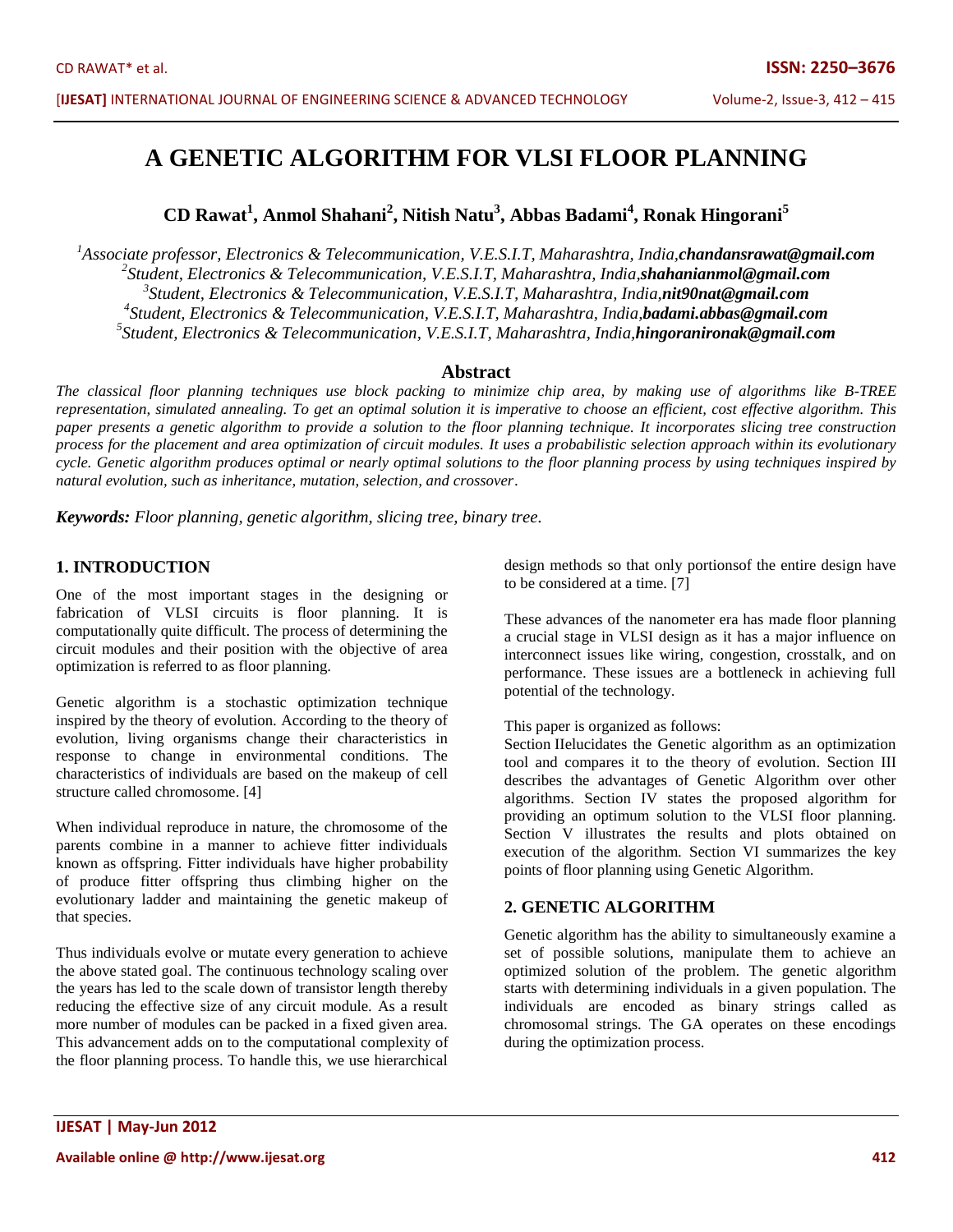# A GENETIC ALGORITHM FOR VLSI FLOOR PLANNING

**CD Rawat[1], Anmol Shahani[2], Nitish Natu[3], Abbas Badami[4], Ronak Hingorani[5]**

[1]*Associate professor, Electronics & Telecommunication, V.E.S.I.T, Maharashtra, India,**chandansrawat@gmail.com***
[2]*Student, Electronics & Telecommunication, V.E.S.I.T, Maharashtra, India,**shahanianmol@gmail.com***
[3]*Student, Electronics & Telecommunication, V.E.S.I.T, Maharashtra, India,**nit90nat@gmail.com***
[4]*Student, Electronics & Telecommunication, V.E.S.I.T, Maharashtra, India,**badami.abbas@gmail.com***
[5]*Student, Electronics & Telecommunication, V.E.S.I.T, Maharashtra, India,**hingoraniron ak@gmail.com***

## Abstract

*The classical floor planning techniques use block packing to minimize chip area, by making use of algorithms like B-TREE representation, simulated annealing. To get an optimal solution it is imperative to choose an efficient, cost effective algorithm. This paper presents a genetic algorithm to provide a solution to the floor planning technique. It incorporates slicing tree construction process for the placement and area optimization of circuit modules. It uses a probabilistic selection approach within its evolutionary cycle. Genetic algorithm produces optimal or nearly optimal solutions to the floor planning process by using techniques inspired by natural evolution, such as inheritance, mutation, selection, and crossover.*

***Keywords:*** *Floor planning, genetic algorithm, slicing tree, binary tree.*

## 1. INTRODUCTION

One of the most important stages in the designing or fabrication of VLSI circuits is floor planning. It is computationally quite difficult. The process of determining the circuit modules and their position with the objective of area optimization is referred to as floor planning.

Genetic algorithm is a stochastic optimization technique inspired by the theory of evolution. According to the theory of evolution, living organisms change their characteristics in response to change in environmental conditions. The characteristics of individuals are based on the makeup of cell structure called chromosome. [4]

When individual reproduce in nature, the chromosome of the parents combine in a manner to achieve fitter individuals known as offspring. Fitter individuals have higher probability of produce fitter offspring thus climbing higher on the evolutionary ladder and maintaining the genetic makeup of that species.

Thus individuals evolve or mutate every generation to achieve the above stated goal. The continuous technology scaling over the years has led to the scale down of transistor length thereby reducing the effective size of any circuit module. As a result more number of modules can be packed in a fixed given area. This advancement adds on to the computational complexity of the floor planning process. To handle this, we use hierarchical design methods so that only portionsof the entire design have to be considered at a time. [7]

These advances of the nanometer era has made floor planning a crucial stage in VLSI design as it has a major influence on interconnect issues like wiring, congestion, crosstalk, and on performance. These issues are a bottleneck in achieving full potential of the technology.

This paper is organized as follows:
Section IIelucidates the Genetic algorithm as an optimization tool and compares it to the theory of evolution. Section III describes the advantages of Genetic Algorithm over other algorithms. Section IV states the proposed algorithm for providing an optimum solution to the VLSI floor planning. Section V illustrates the results and plots obtained on execution of the algorithm. Section VI summarizes the key points of floor planning using Genetic Algorithm.

## 2. GENETIC ALGORITHM

Genetic algorithm has the ability to simultaneously examine a set of possible solutions, manipulate them to achieve an optimized solution of the problem. The genetic algorithm starts with determining individuals in a given population. The individuals are encoded as binary strings called as chromosomal strings. The GA operates on these encodings during the optimization process.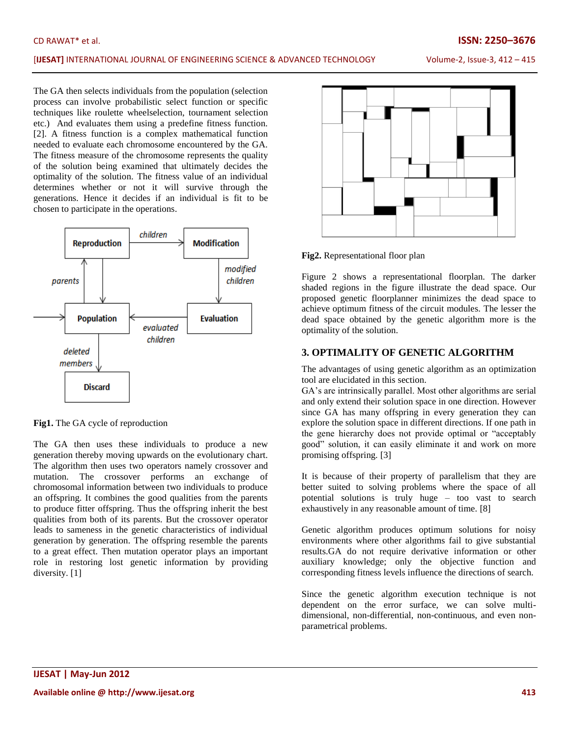The GA then selects individuals from the population (selection process can involve probabilistic select function or specific techniques like roulette wheelselection, tournament selection etc.) And evaluates them using a predefine fitness function. [2]. A fitness function is a complex mathematical function needed to evaluate each chromosome encountered by the GA. The fitness measure of the chromosome represents the quality of the solution being examined that ultimately decides the optimality of the solution. The fitness value of an individual determines whether or not it will survive through the generations. Hence it decides if an individual is fit to be chosen to participate in the operations.

**Fig1.** The GA cycle of reproduction

The GA then uses these individuals to produce a new generation thereby moving upwards on the evolutionary chart. The algorithm then uses two operators namely crossover and mutation. The crossover performs an exchange of chromosomal information between two individuals to produce an offspring. It combines the good qualities from the parents to produce fitter offspring. Thus the offspring inherit the best qualities from both of its parents. But the crossover operator leads to sameness in the genetic characteristics of individual generation by generation. The offspring resemble the parents to a great effect. Then mutation operator plays an important role in restoring lost genetic information by providing diversity. [1]

**Fig2.** Representational floor plan

Figure 2 shows a representational floorplan. The darker shaded regions in the figure illustrate the dead space. Our proposed genetic floorplanner minimizes the dead space to achieve optimum fitness of the circuit modules. The lesser the dead space obtained by the genetic algorithm more is the optimality of the solution.

## 3. OPTIMALITY OF GENETIC ALGORITHM

The advantages of using genetic algorithm as an optimization tool are elucidated in this section.

GA's are intrinsically parallel. Most other algorithms are serial and only extend their solution space in one direction. However since GA has many offspring in every generation they can explore the solution space in different directions. If one path in the gene hierarchy does not provide optimal or "acceptably good" solution, it can easily eliminate it and work on more promising offspring. [3]

It is because of their property of parallelism that they are better suited to solving problems where the space of all potential solutions is truly huge – too vast to search exhaustively in any reasonable amount of time. [8]

Genetic algorithm produces optimum solutions for noisy environments where other algorithms fail to give substantial results.GA do not require derivative information or other auxiliary knowledge; only the objective function and corresponding fitness levels influence the directions of search.

Since the genetic algorithm execution technique is not dependent on the error surface, we can solve multi-dimensional, non-differential, non-continuous, and even non-parametrical problems.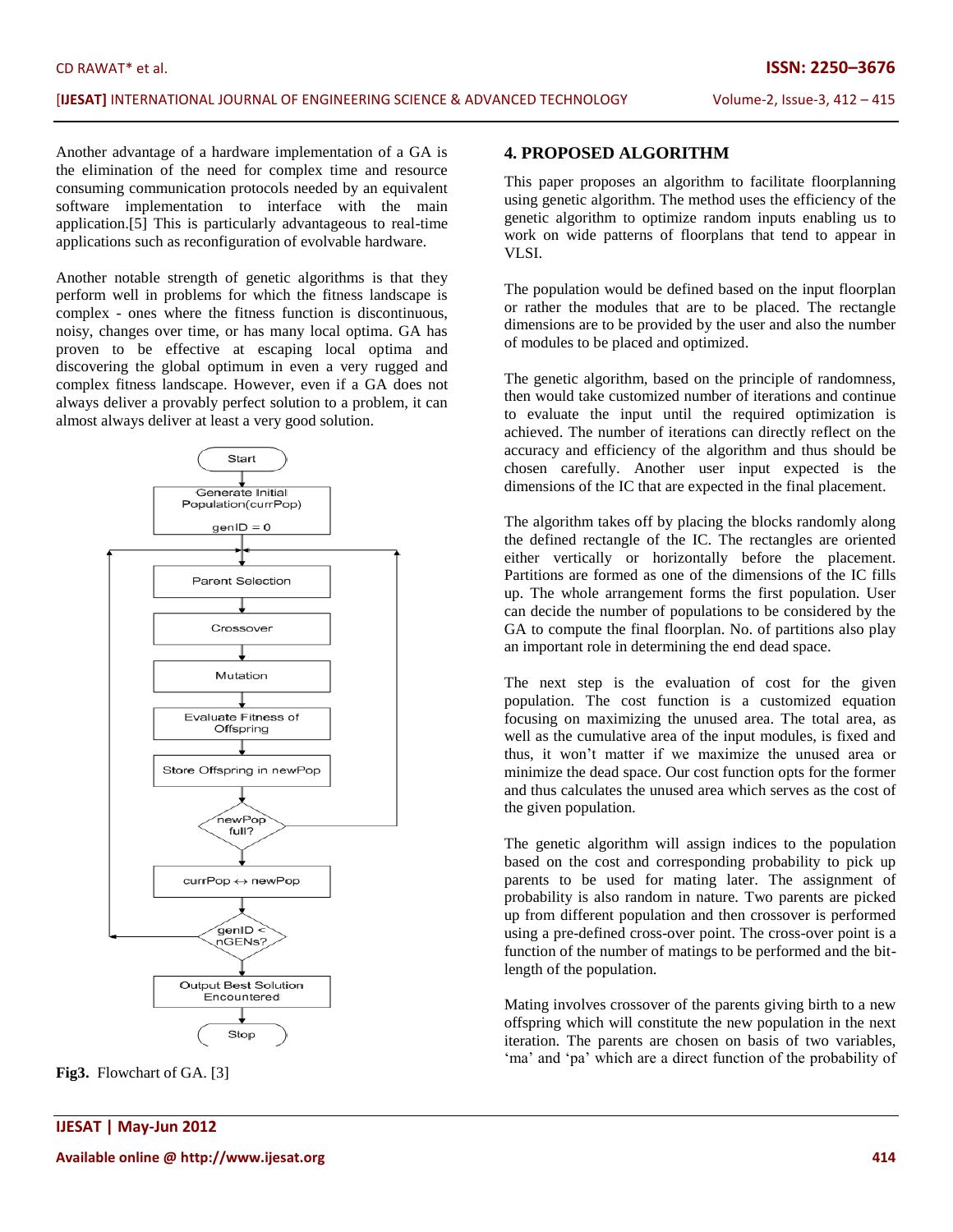Another advantage of a hardware implementation of a GA is the elimination of the need for complex time and resource consuming communication protocols needed by an equivalent software implementation to interface with the main application.[5] This is particularly advantageous to real-time applications such as reconfiguration of evolvable hardware.

Another notable strength of genetic algorithms is that they perform well in problems for which the fitness landscape is complex - ones where the fitness function is discontinuous, noisy, changes over time, or has many local optima. GA has proven to be effective at escaping local optima and discovering the global optimum in even a very rugged and complex fitness landscape. However, even if a GA does not always deliver a provably perfect solution to a problem, it can almost always deliver at least a very good solution.

Start → Generate Initial Population(currPop) genID = 0 → Parent Selection → Crossover → Mutation → Evaluate Fitness of Offspring → Store Offspring in newPop → newPop full? → currPop ↔ newPop → genID < nGENs? → Output Best Solution Encountered → Stop

**Fig3.** Flowchart of GA. [3]

## 4. PROPOSED ALGORITHM

This paper proposes an algorithm to facilitate floorplanning using genetic algorithm. The method uses the efficiency of the genetic algorithm to optimize random inputs enabling us to work on wide patterns of floorplans that tend to appear in VLSI.

The population would be defined based on the input floorplan or rather the modules that are to be placed. The rectangle dimensions are to be provided by the user and also the number of modules to be placed and optimized.

The genetic algorithm, based on the principle of randomness, then would take customized number of iterations and continue to evaluate the input until the required optimization is achieved. The number of iterations can directly reflect on the accuracy and efficiency of the algorithm and thus should be chosen carefully. Another user input expected is the dimensions of the IC that are expected in the final placement.

The algorithm takes off by placing the blocks randomly along the defined rectangle of the IC. The rectangles are oriented either vertically or horizontally before the placement. Partitions are formed as one of the dimensions of the IC fills up. The whole arrangement forms the first population. User can decide the number of populations to be considered by the GA to compute the final floorplan. No. of partitions also play an important role in determining the end dead space.

The next step is the evaluation of cost for the given population. The cost function is a customized equation focusing on maximizing the unused area. The total area, as well as the cumulative area of the input modules, is fixed and thus, it won't matter if we maximize the unused area or minimize the dead space. Our cost function opts for the former and thus calculates the unused area which serves as the cost of the given population.

The genetic algorithm will assign indices to the population based on the cost and corresponding probability to pick up parents to be used for mating later. The assignment of probability is also random in nature. Two parents are picked up from different population and then crossover is performed using a pre-defined cross-over point. The cross-over point is a function of the number of matings to be performed and the bit-length of the population.

Mating involves crossover of the parents giving birth to a new offspring which will constitute the new population in the next iteration. The parents are chosen on basis of two variables, 'ma' and 'pa' which are a direct function of the probability of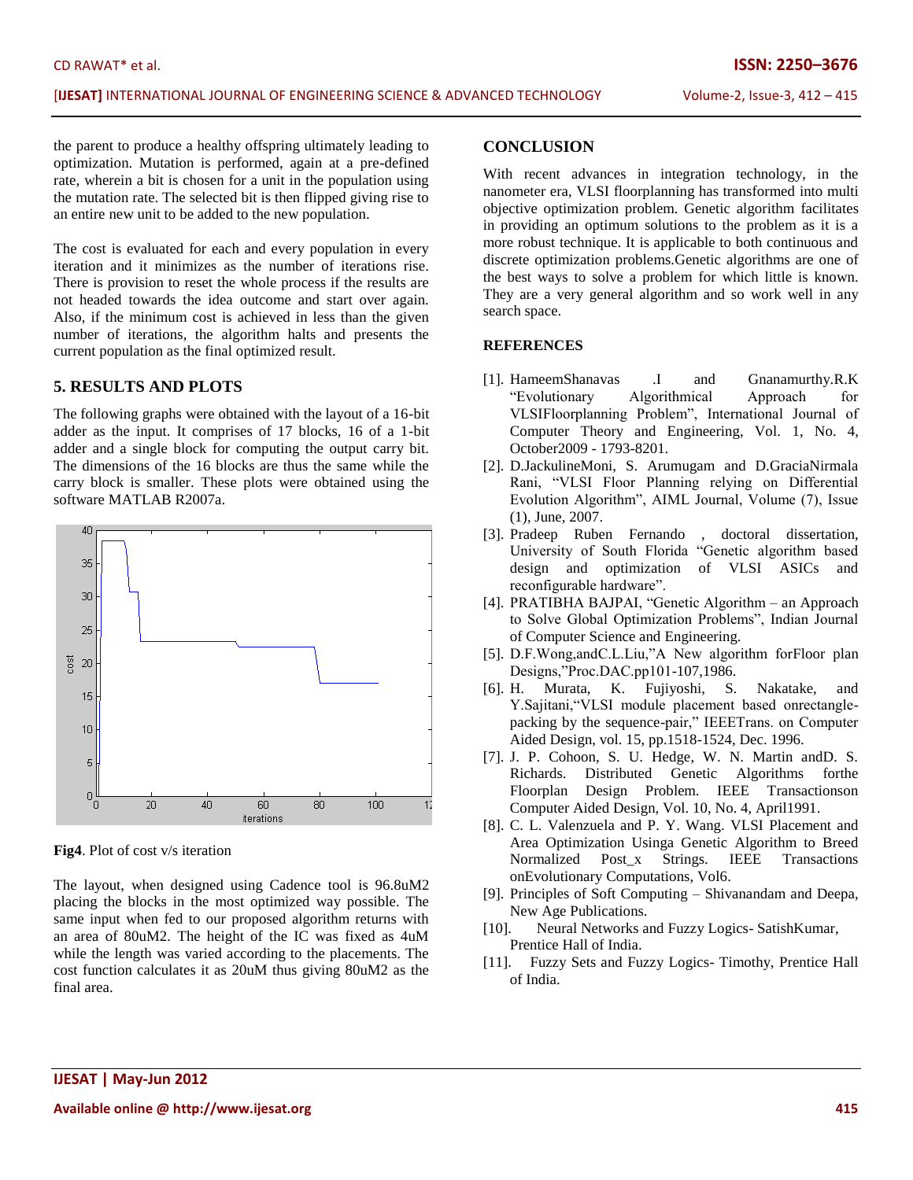the parent to produce a healthy offspring ultimately leading to optimization. Mutation is performed, again at a pre-defined rate, wherein a bit is chosen for a unit in the population using the mutation rate. The selected bit is then flipped giving rise to an entire new unit to be added to the new population.

The cost is evaluated for each and every population in every iteration and it minimizes as the number of iterations rise. There is provision to reset the whole process if the results are not headed towards the idea outcome and start over again. Also, if the minimum cost is achieved in less than the given number of iterations, the algorithm halts and presents the current population as the final optimized result.

## 5. RESULTS AND PLOTS

The following graphs were obtained with the layout of a 16-bit adder as the input. It comprises of 17 blocks, 16 of a 1-bit adder and a single block for computing the output carry bit. The dimensions of the 16 blocks are thus the same while the carry block is smaller. These plots were obtained using the software MATLAB R2007a.

cost
iterations
0 5 10 15 20 25 30 35 40
0 20 40 60 80 100 12

**Fig4**. Plot of cost v/s iteration

The layout, when designed using Cadence tool is 96.8uM2 placing the blocks in the most optimized way possible. The same input when fed to our proposed algorithm returns with an area of 80uM2. The height of the IC was fixed as 4uM while the length was varied according to the placements. The cost function calculates it as 20uM thus giving 80uM2 as the final area.

## CONCLUSION

With recent advances in integration technology, in the nanometer era, VLSI floorplanning has transformed into multi objective optimization problem. Genetic algorithm facilitates in providing an optimum solutions to the problem as it is a more robust technique. It is applicable to both continuous and discrete optimization problems.Genetic algorithms are one of the best ways to solve a problem for which little is known. They are a very general algorithm and so work well in any search space.

## REFERENCES

[1]. HameemShanavas .I and Gnanamurthy.R.K "Evolutionary Algorithmical Approach for VLSIFloorplanning Problem", International Journal of Computer Theory and Engineering, Vol. 1, No. 4, October2009 - 1793-8201.

[2]. D.JackulineMoni, S. Arumugam and D.GraciaNirmala Rani, "VLSI Floor Planning relying on Differential Evolution Algorithm", AIML Journal, Volume (7), Issue (1), June, 2007.

[3]. Pradeep Ruben Fernando , doctoral dissertation, University of South Florida "Genetic algorithm based design and optimization of VLSI ASICs and reconfigurable hardware".

[4]. PRATIBHA BAJPAI, "Genetic Algorithm – an Approach to Solve Global Optimization Problems", Indian Journal of Computer Science and Engineering.

[5]. D.F.Wong,andC.L.Liu,"A New algorithm forFloor plan Designs,"Proc.DAC.pp101-107,1986.

[6]. H. Murata, K. Fujiyoshi, S. Nakatake, and Y.Sajitani,"VLSI module placement based onrectangle-packing by the sequence-pair," IEEETrans. on Computer Aided Design, vol. 15, pp.1518-1524, Dec. 1996.

[7]. J. P. Cohoon, S. U. Hedge, W. N. Martin andD. S. Richards. Distributed Genetic Algorithms forthe Floorplan Design Problem. IEEE Transactionson Computer Aided Design, Vol. 10, No. 4, April1991.

[8]. C. L. Valenzuela and P. Y. Wang. VLSI Placement and Area Optimization Usinga Genetic Algorithm to Breed Normalized Post_x Strings. IEEE Transactions onEvolutionary Computations, Vol6.

[9]. Principles of Soft Computing – Shivanandam and Deepa, New Age Publications.

[10]. Neural Networks and Fuzzy Logics- SatishKumar, Prentice Hall of India.

[11]. Fuzzy Sets and Fuzzy Logics- Timothy, Prentice Hall of India.